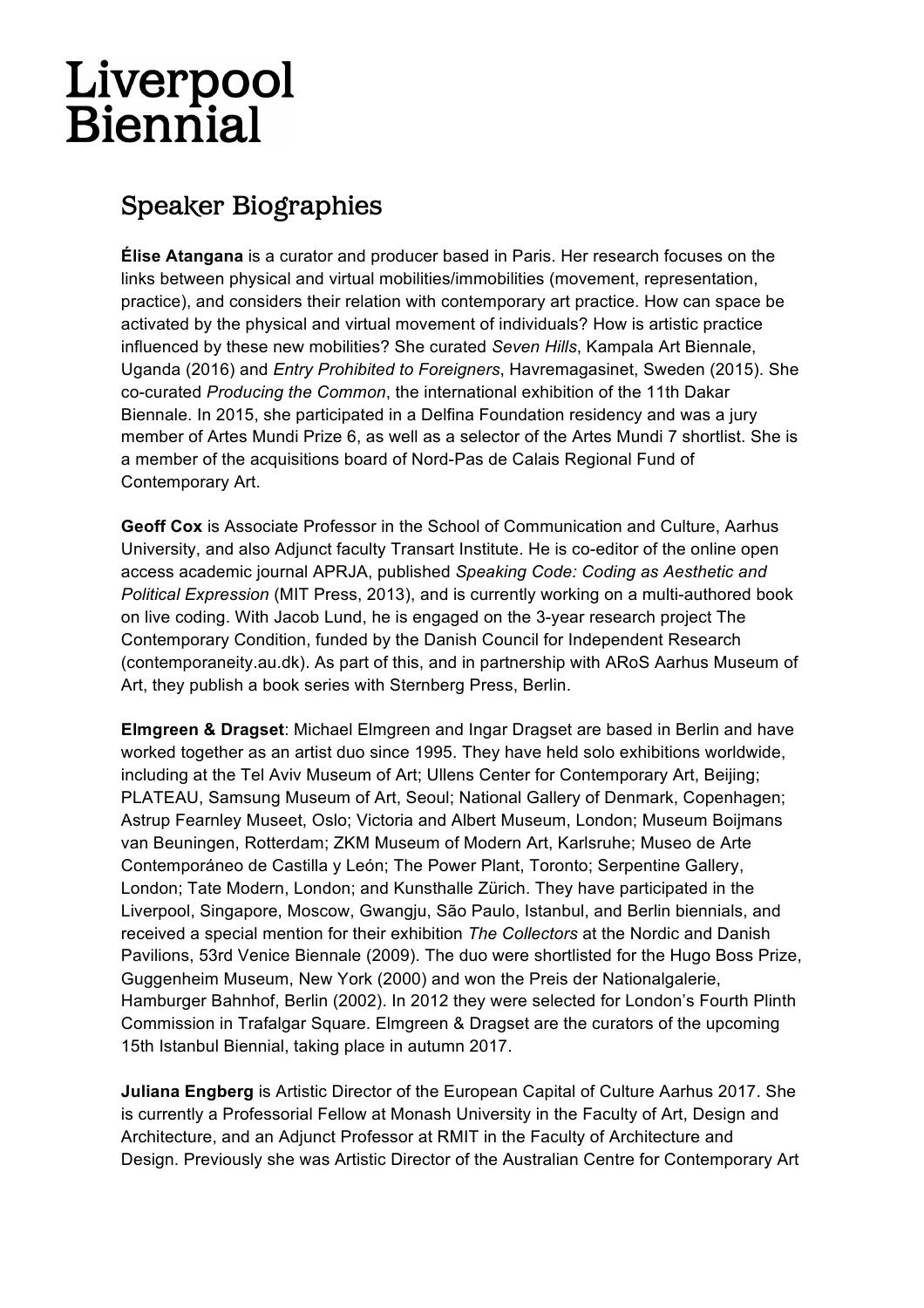# Liverpool Biennial

## Speaker Biographies

**Élise Atangana** is a curator and producer based in Paris. Her research focuses on the links between physical and virtual mobilities/immobilities (movement, representation, practice), and considers their relation with contemporary art practice. How can space be activated by the physical and virtual movement of individuals? How is artistic practice influenced by these new mobilities? She curated *Seven Hills*, Kampala Art Biennale, Uganda (2016) and *Entry Prohibited to Foreigners*, Havremagasinet, Sweden (2015). She co-curated *Producing the Common*, the international exhibition of the 11th Dakar Biennale. In 2015, she participated in a Delfina Foundation residency and was a jury member of Artes Mundi Prize 6, as well as a selector of the Artes Mundi 7 shortlist. She is a member of the acquisitions board of Nord-Pas de Calais Regional Fund of Contemporary Art.

**Geoff Cox** is Associate Professor in the School of Communication and Culture, Aarhus University, and also Adjunct faculty Transart Institute. He is co-editor of the online open access academic journal APRJA, published *Speaking Code: Coding as Aesthetic and Political Expression* (MIT Press, 2013), and is currently working on a multi-authored book on live coding. With Jacob Lund, he is engaged on the 3-year research project The Contemporary Condition, funded by the Danish Council for Independent Research (contemporaneity.au.dk). As part of this, and in partnership with ARoS Aarhus Museum of Art, they publish a book series with Sternberg Press, Berlin.

**Elmgreen & Dragset**: Michael Elmgreen and Ingar Dragset are based in Berlin and have worked together as an artist duo since 1995. They have held solo exhibitions worldwide, including at the Tel Aviv Museum of Art; Ullens Center for Contemporary Art, Beijing; PLATEAU, Samsung Museum of Art, Seoul; National Gallery of Denmark, Copenhagen; Astrup Fearnley Museet, Oslo; Victoria and Albert Museum, London; Museum Boijmans van Beuningen, Rotterdam; ZKM Museum of Modern Art, Karlsruhe; Museo de Arte Contemporáneo de Castilla y León; The Power Plant, Toronto; Serpentine Gallery, London; Tate Modern, London; and Kunsthalle Zürich. They have participated in the Liverpool, Singapore, Moscow, Gwangju, São Paulo, Istanbul, and Berlin biennials, and received a special mention for their exhibition *The Collectors* at the Nordic and Danish Pavilions, 53rd Venice Biennale (2009). The duo were shortlisted for the Hugo Boss Prize, Guggenheim Museum, New York (2000) and won the Preis der Nationalgalerie, Hamburger Bahnhof, Berlin (2002). In 2012 they were selected for London's Fourth Plinth Commission in Trafalgar Square. Elmgreen & Dragset are the curators of the upcoming 15th Istanbul Biennial, taking place in autumn 2017.

**Juliana Engberg** is Artistic Director of the European Capital of Culture Aarhus 2017. She is currently a Professorial Fellow at Monash University in the Faculty of Art, Design and Architecture, and an Adjunct Professor at RMIT in the Faculty of Architecture and Design. Previously she was Artistic Director of the Australian Centre for Contemporary Art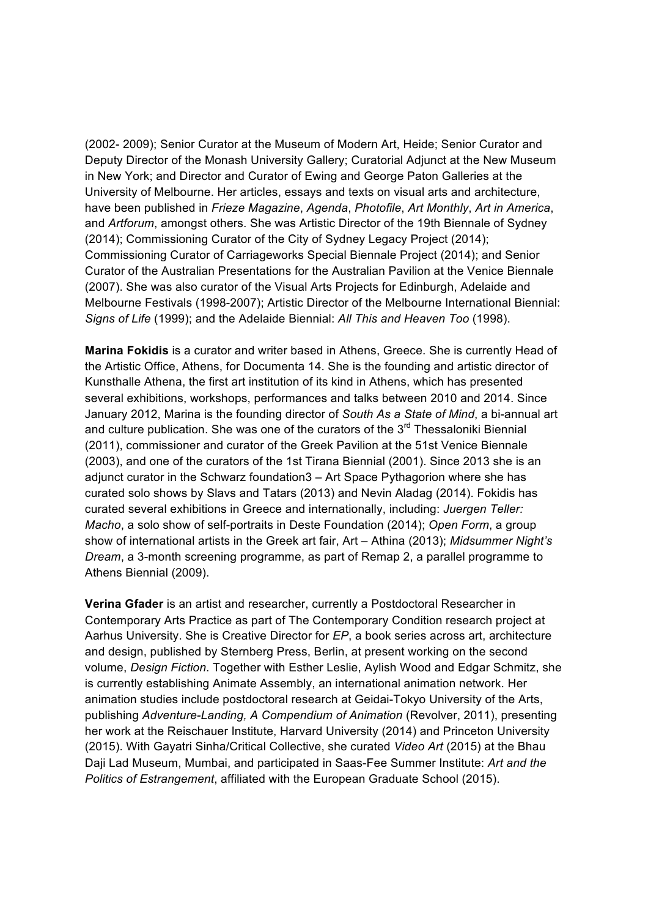(2002- 2009); Senior Curator at the Museum of Modern Art, Heide; Senior Curator and Deputy Director of the Monash University Gallery; Curatorial Adjunct at the New Museum in New York; and Director and Curator of Ewing and George Paton Galleries at the University of Melbourne. Her articles, essays and texts on visual arts and architecture, have been published in *Frieze Magazine*, *Agenda*, *Photofile*, *Art Monthly*, *Art in America*, and *Artforum*, amongst others. She was Artistic Director of the 19th Biennale of Sydney (2014); Commissioning Curator of the City of Sydney Legacy Project (2014); Commissioning Curator of Carriageworks Special Biennale Project (2014); and Senior Curator of the Australian Presentations for the Australian Pavilion at the Venice Biennale (2007). She was also curator of the Visual Arts Projects for Edinburgh, Adelaide and Melbourne Festivals (1998-2007); Artistic Director of the Melbourne International Biennial: *Signs of Life* (1999); and the Adelaide Biennial: *All This and Heaven Too* (1998).

**Marina Fokidis** is a curator and writer based in Athens, Greece. She is currently Head of the Artistic Office, Athens, for Documenta 14. She is the founding and artistic director of Kunsthalle Athena, the first art institution of its kind in Athens, which has presented several exhibitions, workshops, performances and talks between 2010 and 2014. Since January 2012, Marina is the founding director of *South As a State of Mind*, a bi-annual art and culture publication. She was one of the curators of the 3rd Thessaloniki Biennial (2011), commissioner and curator of the Greek Pavilion at the 51st Venice Biennale (2003), and one of the curators of the 1st Tirana Biennial (2001). Since 2013 she is an adjunct curator in the Schwarz foundation3 – Art Space Pythagorion where she has curated solo shows by Slavs and Tatars (2013) and Nevin Aladag (2014). Fokidis has curated several exhibitions in Greece and internationally, including: *Juergen Teller: Macho*, a solo show of self-portraits in Deste Foundation (2014); *Open Form*, a group show of international artists in the Greek art fair, Art – Athina (2013); *Midsummer Night's Dream*, a 3-month screening programme, as part of Remap 2, a parallel programme to Athens Biennial (2009).

**Verina Gfader** is an artist and researcher, currently a Postdoctoral Researcher in Contemporary Arts Practice as part of The Contemporary Condition research project at Aarhus University. She is Creative Director for *EP*, a book series across art, architecture and design, published by Sternberg Press, Berlin, at present working on the second volume, *Design Fiction*. Together with Esther Leslie, Aylish Wood and Edgar Schmitz, she is currently establishing Animate Assembly, an international animation network. Her animation studies include postdoctoral research at Geidai-Tokyo University of the Arts, publishing *Adventure-Landing, A Compendium of Animation* (Revolver, 2011), presenting her work at the Reischauer Institute, Harvard University (2014) and Princeton University (2015). With Gayatri Sinha/Critical Collective, she curated *Video Art* (2015) at the Bhau Daji Lad Museum, Mumbai, and participated in Saas-Fee Summer Institute: *Art and the Politics of Estrangement*, affiliated with the European Graduate School (2015).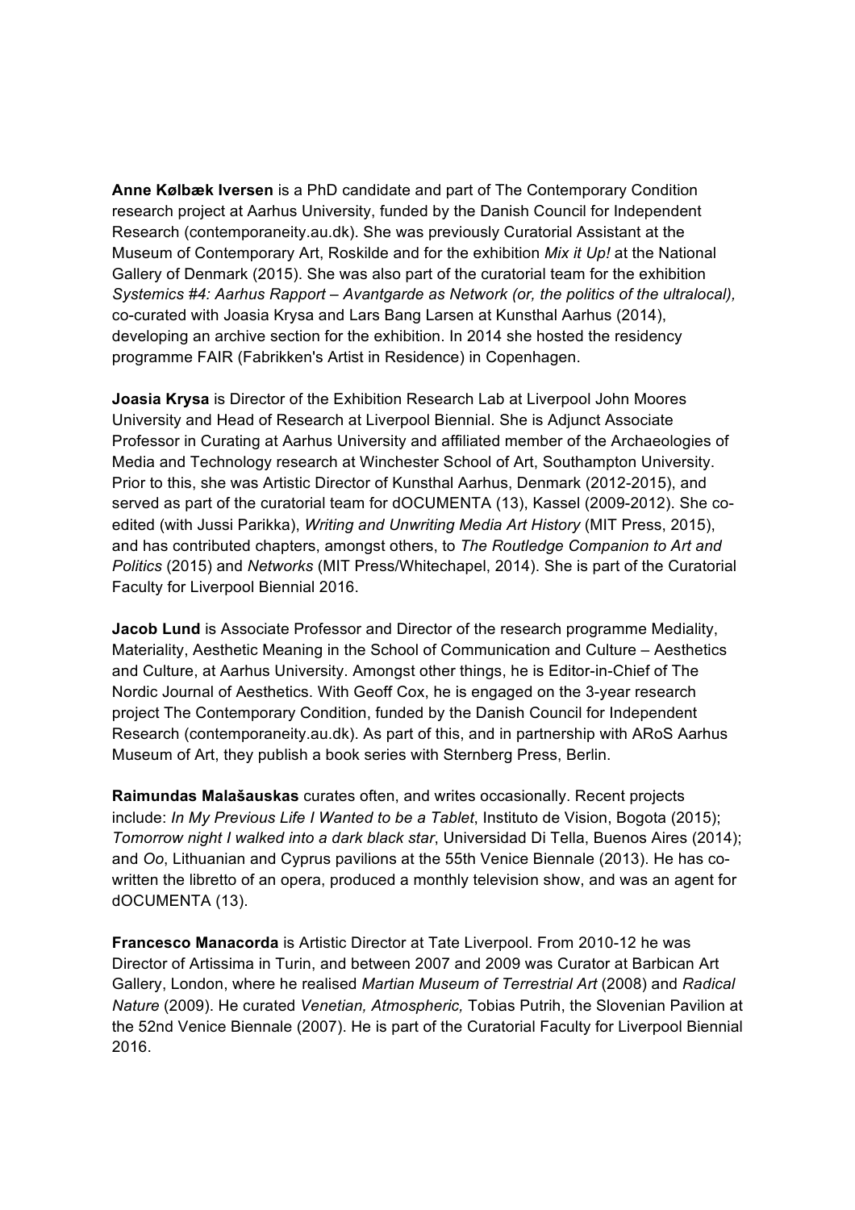**Anne Kølbæk Iversen** is a PhD candidate and part of The Contemporary Condition research project at Aarhus University, funded by the Danish Council for Independent Research (contemporaneity.au.dk). She was previously Curatorial Assistant at the Museum of Contemporary Art, Roskilde and for the exhibition *Mix it Up!* at the National Gallery of Denmark (2015). She was also part of the curatorial team for the exhibition *Systemics #4: Aarhus Rapport – Avantgarde as Network (or, the politics of the ultralocal),* co-curated with Joasia Krysa and Lars Bang Larsen at Kunsthal Aarhus (2014), developing an archive section for the exhibition. In 2014 she hosted the residency programme FAIR (Fabrikken's Artist in Residence) in Copenhagen.

**Joasia Krysa** is Director of the Exhibition Research Lab at Liverpool John Moores University and Head of Research at Liverpool Biennial. She is Adjunct Associate Professor in Curating at Aarhus University and affiliated member of the Archaeologies of Media and Technology research at Winchester School of Art, Southampton University. Prior to this, she was Artistic Director of Kunsthal Aarhus, Denmark (2012-2015), and served as part of the curatorial team for dOCUMENTA (13), Kassel (2009-2012). She co-edited (with Jussi Parikka), *Writing and Unwriting Media Art History* (MIT Press, 2015), and has contributed chapters, amongst others, to *The Routledge Companion to Art and Politics* (2015) and *Networks* (MIT Press/Whitechapel, 2014). She is part of the Curatorial Faculty for Liverpool Biennial 2016.

**Jacob Lund** is Associate Professor and Director of the research programme Mediality, Materiality, Aesthetic Meaning in the School of Communication and Culture – Aesthetics and Culture, at Aarhus University. Amongst other things, he is Editor-in-Chief of The Nordic Journal of Aesthetics. With Geoff Cox, he is engaged on the 3-year research project The Contemporary Condition, funded by the Danish Council for Independent Research (contemporaneity.au.dk). As part of this, and in partnership with ARoS Aarhus Museum of Art, they publish a book series with Sternberg Press, Berlin.

**Raimundas Malašauskas** curates often, and writes occasionally. Recent projects include: *In My Previous Life I Wanted to be a Tablet*, Instituto de Vision, Bogota (2015); *Tomorrow night I walked into a dark black star*, Universidad Di Tella, Buenos Aires (2014); and *Oo*, Lithuanian and Cyprus pavilions at the 55th Venice Biennale (2013). He has co-written the libretto of an opera, produced a monthly television show, and was an agent for dOCUMENTA (13).

**Francesco Manacorda** is Artistic Director at Tate Liverpool. From 2010-12 he was Director of Artissima in Turin, and between 2007 and 2009 was Curator at Barbican Art Gallery, London, where he realised *Martian Museum of Terrestrial Art* (2008) and *Radical Nature* (2009). He curated *Venetian, Atmospheric,* Tobias Putrih, the Slovenian Pavilion at the 52nd Venice Biennale (2007). He is part of the Curatorial Faculty for Liverpool Biennial 2016.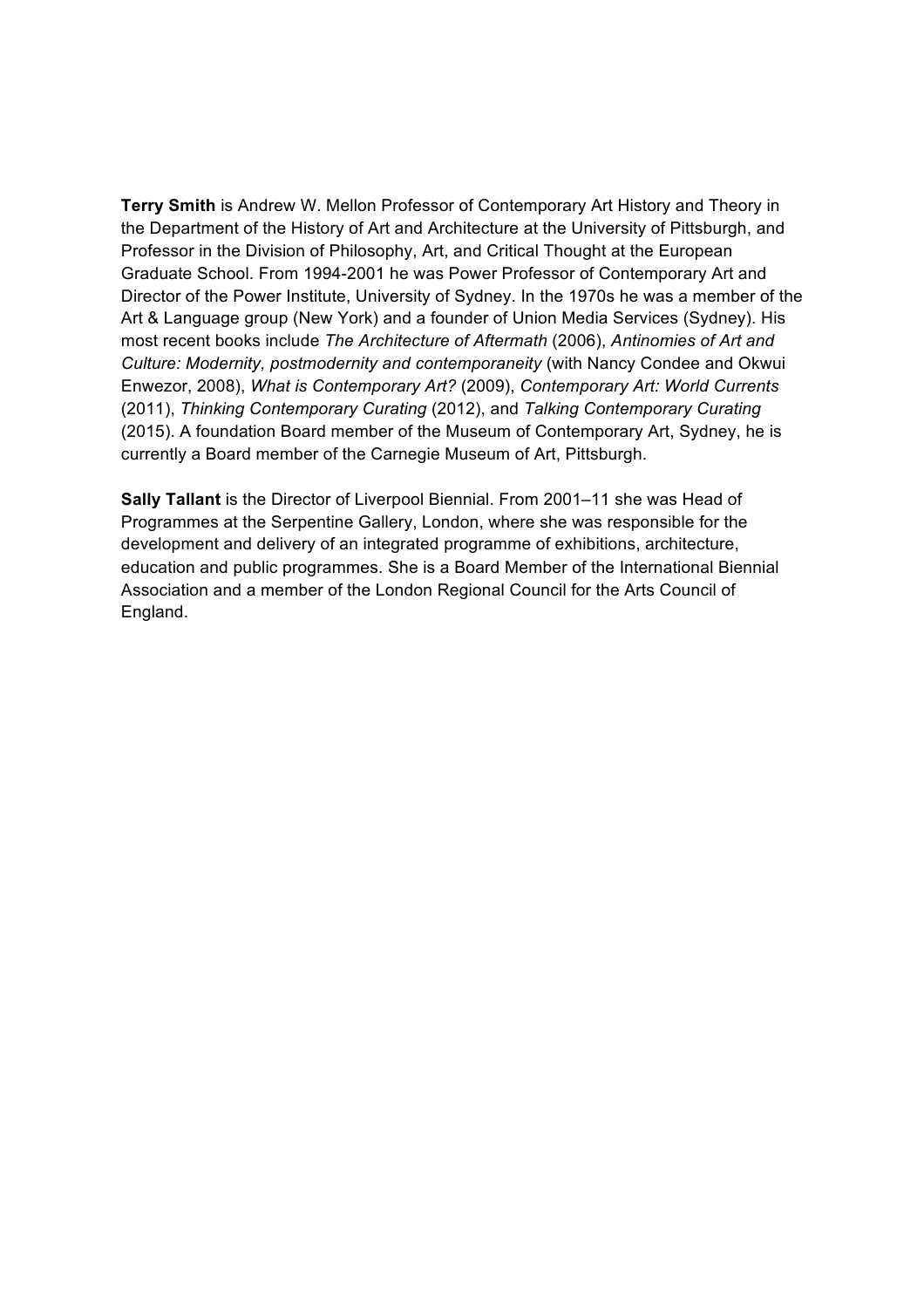**Terry Smith** is Andrew W. Mellon Professor of Contemporary Art History and Theory in the Department of the History of Art and Architecture at the University of Pittsburgh, and Professor in the Division of Philosophy, Art, and Critical Thought at the European Graduate School. From 1994-2001 he was Power Professor of Contemporary Art and Director of the Power Institute, University of Sydney. In the 1970s he was a member of the Art & Language group (New York) and a founder of Union Media Services (Sydney). His most recent books include *The Architecture of Aftermath* (2006), *Antinomies of Art and Culture: Modernity, postmodernity and contemporaneity* (with Nancy Condee and Okwui Enwezor, 2008), *What is Contemporary Art?* (2009), *Contemporary Art: World Currents* (2011), *Thinking Contemporary Curating* (2012), and *Talking Contemporary Curating* (2015). A foundation Board member of the Museum of Contemporary Art, Sydney, he is currently a Board member of the Carnegie Museum of Art, Pittsburgh.

**Sally Tallant** is the Director of Liverpool Biennial. From 2001–11 she was Head of Programmes at the Serpentine Gallery, London, where she was responsible for the development and delivery of an integrated programme of exhibitions, architecture, education and public programmes. She is a Board Member of the International Biennial Association and a member of the London Regional Council for the Arts Council of England.